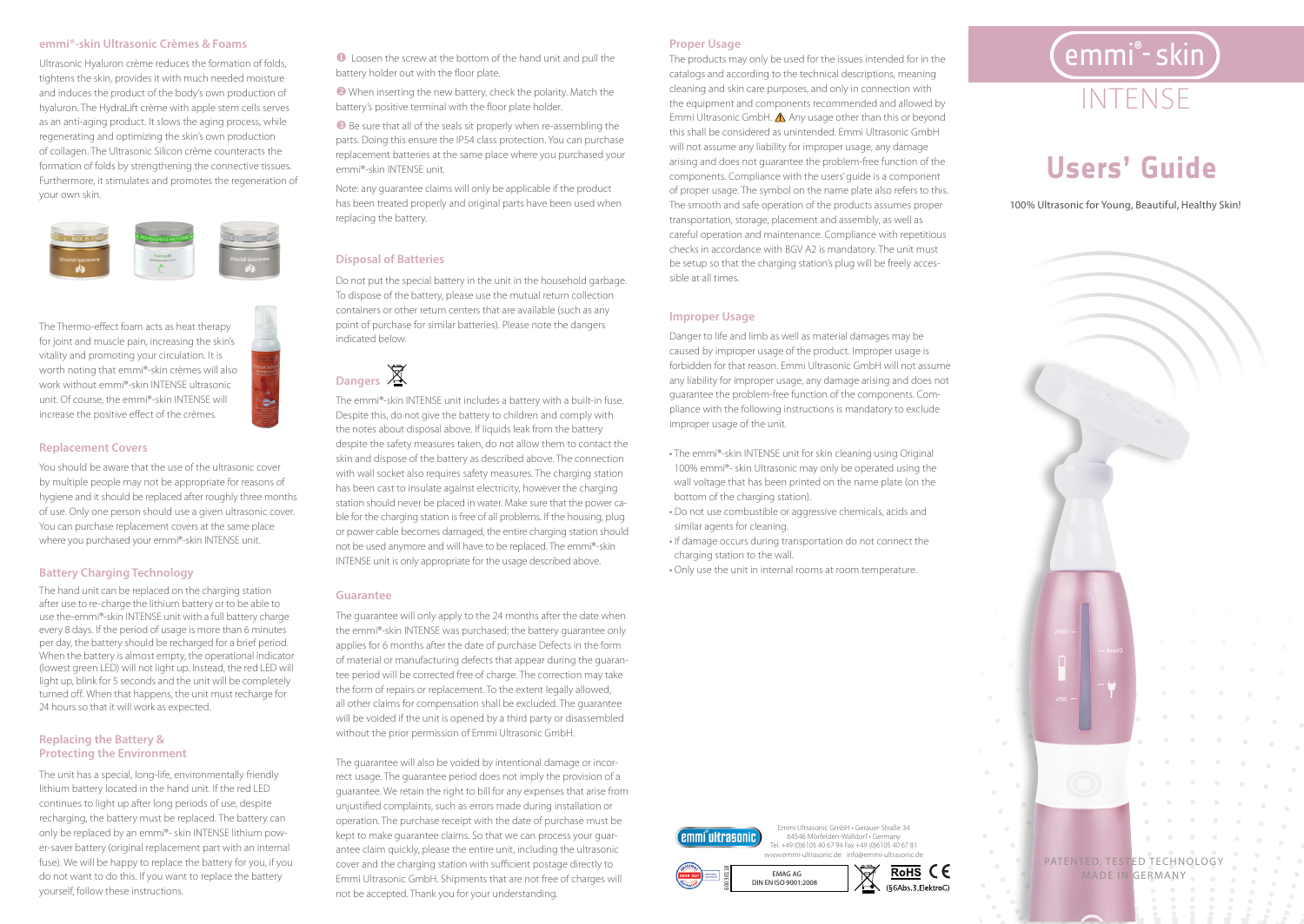## emmi®-skin Ultrasonic Crèmes & Foams

Ultrasonic Hyaluron crème reduces the formation of folds, tightens the skin, provides it with much needed moisture and induces the product of the body's own production of hyaluron. The HydraLift crème with apple stem cells serves as an anti-aging product. It slows the aging process, while regenerating and optimizing the skin's own production of collagen. The Ultrasonic Silicon crème counteracts the formation of folds by strengthening the connective tissues. Furthermore, it stimulates and promotes the regeneration of your own skin.

The Thermo-effect foam acts as heat therapy for joint and muscle pain, increasing the skin's vitality and promoting your circulation. It is worth noting that emmi®-skin crèmes will also work without emmi®-skin INTENSE ultrasonic unit. Of course, the emmi®-skin INTENSE will increase the positive effect of the crèmes.

## Replacement Covers

You should be aware that the use of the ultrasonic cover by multiple people may not be appropriate for reasons of hygiene and it should be replaced after roughly three months of use. Only one person should use a given ultrasonic cover. You can purchase replacement covers at the same place where you purchased your emmi®-skin INTENSE unit.

## Battery Charging Technology

The hand unit can be replaced on the charging station after use to re-charge the lithium battery or to be able to use the-emmi®-skin INTENSE unit with a full battery charge every 8 days. If the period of usage is more than 6 minutes per day, the battery should be recharged for a brief period. When the battery is almost empty, the operational indicator (lowest green LED) will not light up. Instead, the red LED will light up, blink for 5 seconds and the unit will be completely turned off. When that happens, the unit must recharge for 24 hours so that it will work as expected.

## Replacing the Battery & Protecting the Environment

The unit has a special, long-life, environmentally friendly lithium battery located in the hand unit. If the red LED continues to light up after long periods of use, despite recharging, the battery must be replaced. The battery can only be replaced by an emmi®- skin INTENSE lithium power-saver battery (original replacement part with an internal fuse). We will be happy to replace the battery for you, if you do not want to do this. If you want to replace the battery yourself, follow these instructions.

❶ Loosen the screw at the bottom of the hand unit and pull the battery holder out with the floor plate.

❷ When inserting the new battery, check the polarity. Match the battery's positive terminal with the floor plate holder.

❸ Be sure that all of the seals sit properly when re-assembling the parts. Doing this ensure the IP54 class protection. You can purchase replacement batteries at the same place where you purchased your emmi®-skin INTENSE unit.

Note: any guarantee claims will only be applicable if the product has been treated properly and original parts have been used when replacing the battery.

## Disposal of Batteries

Do not put the special battery in the unit in the household garbage. To dispose of the battery, please use the mutual return collection containers or other return centers that are available (such as any point of purchase for similar batteries). Please note the dangers indicated below.

## Dangers

The emmi®-skin INTENSE unit includes a battery with a built-in fuse. Despite this, do not give the battery to children and comply with the notes about disposal above. If liquids leak from the battery despite the safety measures taken, do not allow them to contact the skin and dispose of the battery as described above. The connection with wall socket also requires safety measures. The charging station has been cast to insulate against electricity, however the charging station should never be placed in water. Make sure that the power cable for the charging station is free of all problems. If the housing, plug or power cable becomes damaged, the entire charging station should not be used anymore and will have to be replaced. The emmi®-skin INTENSE unit is only appropriate for the usage described above.

## Guarantee

The guarantee will only apply to the 24 months after the date when the emmi®-skin INTENSE was purchased; the battery guarantee only applies for 6 months after the date of purchase Defects in the form of material or manufacturing defects that appear during the guarantee period will be corrected free of charge. The correction may take the form of repairs or replacement. To the extent legally allowed, all other claims for compensation shall be excluded. The guarantee will be voided if the unit is opened by a third party or disassembled without the prior permission of Emmi Ultrasonic GmbH.

The guarantee will also be voided by intentional damage or incorrect usage. The guarantee period does not imply the provision of a guarantee. We retain the right to bill for any expenses that arise from unjustified complaints, such as errors made during installation or operation. The purchase receipt with the date of purchase must be kept to make guarantee claims. So that we can process your guarantee claim quickly, please the entire unit, including the ultrasonic cover and the charging station with sufficient postage directly to Emmi Ultrasonic GmbH. Shipments that are not free of charges will not be accepted. Thank you for your understanding.

## Proper Usage

The products may only be used for the issues intended for in the catalogs and according to the technical descriptions, meaning cleaning and skin care purposes, and only in connection with the equipment and components recommended and allowed by Emmi Ultrasonic GmbH. ⚠ Any usage other than this or beyond this shall be considered as unintended. Emmi Ultrasonic GmbH will not assume any liability for improper usage, any damage arising and does not guarantee the problem-free function of the components. Compliance with the users' guide is a component of proper usage. The symbol on the name plate also refers to this. The smooth and safe operation of the products assumes proper transportation, storage, placement and assembly, as well as careful operation and maintenance. Compliance with repetitious checks in accordance with BGV A2 is mandatory. The unit must be setup so that the charging station's plug will be freely accessible at all times.

## Improper Usage

Danger to life and limb as well as material damages may be caused by improper usage of the product. Improper usage is forbidden for that reason. Emmi Ultrasonic GmbH will not assume any liability for improper usage, any damage arising and does not guarantee the problem-free function of the components. Compliance with the following instructions is mandatory to exclude improper usage of the unit.

- The emmi®-skin INTENSE unit for skin cleaning using Original 100% emmi®- skin Ultrasonic may only be operated using the wall voltage that has been printed on the name plate (on the bottom of the charging station).
- Do not use combustible or aggressive chemicals, acids and similar agents for cleaning.
- If damage occurs during transportation do not connect the charging station to the wall.
- Only use the unit in internal rooms at room temperature.

emmi ultrasonic

Emmi Ultrasonic GmbH • Gerauer Straße 34
64546 Mörfelden-Walldorf • Germany
Tel. +49 (0)6105 40 67 94 Fax +49 (0)6105 40 67 81
www.emmi-ultrasonic.de info@emmi-ultrasonic.de

EMAG AG
DIN EN ISO 9001:2008

RoHS CE (§6Abs.3,ElektroG)

# emmi®-skin INTENSE

# Users' Guide

100% Ultrasonic for Young, Beautiful, Healthy Skin!

PATENTED, TESTED TECHNOLOGY
MADE IN GERMANY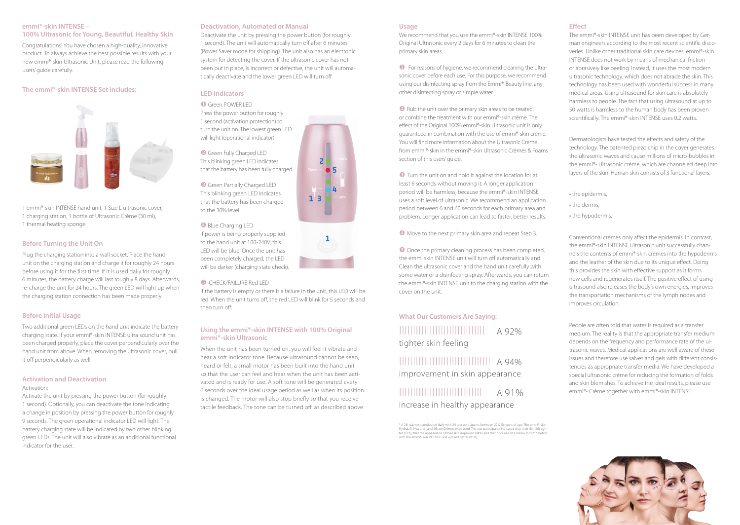## emmi®-skin INTENSE – 100% Ultrasonic for Young, Beautiful, Healthy Skin

Congratulations! You have chosen a high-quality, innovative product. To always achieve the best possible results with your new emmi®-skin Ultrasonic Unit, please read the following users' guide carefully.

### The emmi®-skin INTENSE Set includes:

1 emmi®-skin INTENSE hand unit, 1 Size L ultrasonic cover, 1 charging station, 1 bottle of Ultrasonic Crème (30 ml), 1 thermal heating sponge

### Before Turning the Unit On

Plug the charging station into a wall socket. Place the hand unit on the charging station and charge it for roughly 24 hours before using it for the first time. If it is used daily for roughly 6 minutes, the battery charge will last roughly 8 days. Afterwards, re-charge the unit for 24 hours. The green LED will light up when the charging station connection has been made properly.

### Before Initial Usage

Two additional green LEDs on the hand unit indicate the battery charging state. If your emmi®-skin INTENSE ultra sound unit has been charged properly, place the cover perpendicularly over the hand unit from above. When removing the ultrasonic cover, pull it off perpendicularly as well.

### Activation and Deactivation

Activation:

Activate the unit by pressing the power button (for roughly 1 second). Optionally, you can deactivate the tone indicating a change in position by pressing the power button for roughly 9 seconds. The green operational indicator LED will light. The battery charging state will be indicated by two other blinking green LEDs. The unit will also vibrate as an additional functional indicator for the user.

### Deactivation, Automated or Manual

Deactivate the unit by pressing the power button (for roughly 1 second). The unit will automatically turn off after 6 minutes (Power Saver mode for shipping). The unit also has an electronic system for detecting the cover. If the ultrasonic cover has not been put in place, is incorrect or defective, the unit will automatically deactivate and the lower green LED will turn off.

### LED Indicators

❶ Green POWER LED
Press the power button for roughly 1 second (activation protection) to turn the unit on. The lowest green LED will light (operational indicator).

❷ Green Fully Charged LED
This blinking green LED indicates that the battery has been fully charged.

❸ Green Partially Charged LED
This blinking green LED indicates that the battery has been charged to the 30% level.

❹ Blue Charging LED
If power is being properly supplied to the hand unit at 100-240V, this LED will be blue. Once the unit has been completely charged, the LED will be darker (charging state check).

❺ CHECK/FAILURE Red LED
If the battery is empty or there is a failure in the unit, this LED will be red. When the unit turns off, the red LED will blink for 5 seconds and then turn off.

2
Check
5
4
1 3
100%
30%
1

### Using the emmi®-skin INTENSE with 100% Original emmi®-skin Ultrasonic

When the unit has been turned on, you will feel it vibrate and hear a soft indicator tone. Because ultrasound cannot be seen, heard or felt, a small motor has been built into the hand unit so that the user can feel and hear when the unit has been activated and is ready for use. A soft tone will be generated every 6 seconds over the ideal usage period as well as when its position is changed. The motor will also stop briefly so that you receive tactile feedback. The tone can be turned off, as described above.

### Usage

We recommend that you use the emmi®-skin INTENSE 100% Original Ultrasonic every 2 days for 6 minutes to clean the primary skin areas.

❶ For reasons of hygiene, we recommend cleaning the ultrasonic cover before each use. For this purpose, we recommend using our disinfecting spray from the Emmi®-Beauty line, any other disinfecting spray or simple water.

❷ Rub the unit over the primary skin areas to be treated, or combine the treatment with our emmi®-skin crème. The effect of the Original 100% emmi®-skin Ultrasonic unit is only guaranteed in combination with the use of emmi®-skin crème. You will find more information about the Ultrasonic Crème from emmi®-skin in the emmi®-skin Ultrasonic Crèmes & Foams section of this users' guide.

❸ Turn the unit on and hold it against the location for at least 6 seconds without moving it. A longer application period will be harmless, because the emmi®-skin INTENSE uses a soft level of ultrasonic. We recommend an application period between 6 and 60 seconds for each primary area and problem. Longer application can lead to faster, better results.

❹ Move to the next primary skin area and repeat Step 3.

❺ Once the primary cleaning process has been completed, the emmi skin INTENSE unit will turn off automatically and. Clean the ultrasonic cover and the hand unit carefully with some water or a disinfecting spray. Afterwards, you can return the emmi®-skin INTENSE unit to the charging station with the cover on the unit.

### What Our Customers Are Saying:

A 92%
tighter skin feeling

A 94%
improvement in skin appearance

A 91%
increase in healthy appearance

* A 28-day test conducted daily with 24 test participants between 22 & 56 years of age. The emmi®-skin HydraLift, Hyaluron and Silicon Crèmes were used. The test participants indicated that their skin felt tighter (92%), that the appearance of their skin improved (94%) and that prior use of a crème in combination with the emmi®-skin INTENSE unit worked better (91%).

### Effect

The emmi®-skin INTENSE unit has been developed by German engineers according to the most recent scientific discoveries. Unlike other traditional skin care devices, emmi®-skin INTENSE does not work by means of mechanical friction or abrasively like peeling. Instead, it uses the most modern ultrasonic technology, which does not abrade the skin. This technology has been used with wonderful success in many medical areas. Using ultrasound for skin care is absolutely harmless to people. The fact that using ultrasound at up to 50 watts is harmless to the human body has been proven scientifically. The emmi®-skin INTENSE uses 0.2 watts.

Dermatologists have tested the effects and safety of the technology. The patented piezo chip in the cover generates the ultrasonic waves and cause millions of micro-bubbles in the emmi®- Ultrasonic crème, which are channeled deep into layers of the skin. Human skin consists of 3 functional layers:

- the epidermis,
- the dermis,
- the hypodermis.

Conventional crèmes only affect the epidermis. In contrast, the emmi®-skin INTENSE Ultrasonic unit successfully channels the contents of emmi®-skin crèmes into the hypodermis and the leather of the skin due to its unique effect. Doing this provides the skin with effective support as it forms new cells and regenerates itself. The positive effect of using ultrasound also releases the body's own energies, improves the transportation mechanisms of the lymph nodes and improves circulation.

People are often told that water is required as a transfer medium. The reality is that the appropriate transfer medium depends on the frequency and performance rate of the ultrasonic waves. Medical applications are well aware of these issues and therefore use salves and gels with different consistencies as appropriate transfer media. We have developed a special ultrasonic crème for reducing the formation of folds and skin blemishes. To achieve the ideal results, please use emmi®- Crème together with emmi®-skin INTENSE.